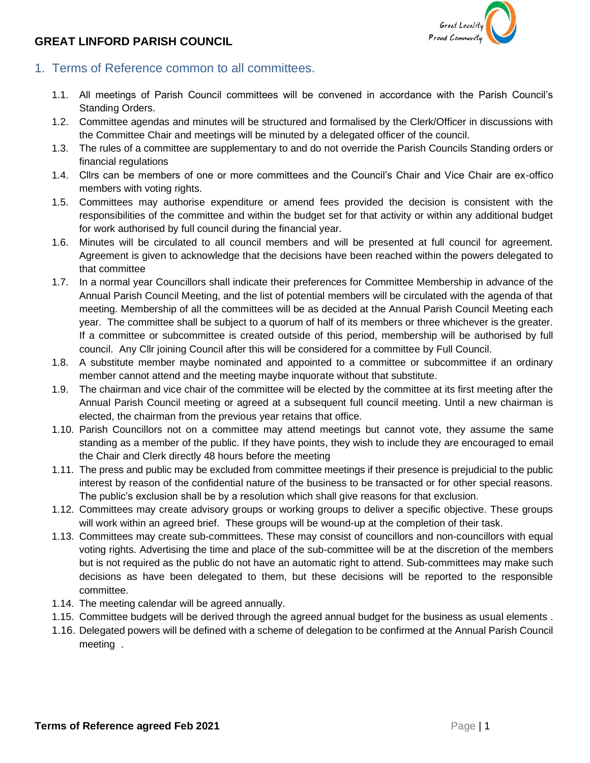# GREAT LINFORD PARISH COUNCIL

## 1. Terms of Reference common to all committees.

1.1. All meetings of Parish Council committees will be convened in accordance with the Parish Council's Standing Orders.

1.2. Committee agendas and minutes will be structured and formalised by the Clerk/Officer in discussions with the Committee Chair and meetings will be minuted by a delegated officer of the council.

1.3. The rules of a committee are supplementary to and do not override the Parish Councils Standing orders or financial regulations

1.4. Cllrs can be members of one or more committees and the Council's Chair and Vice Chair are ex-offico members with voting rights.

1.5. Committees may authorise expenditure or amend fees provided the decision is consistent with the responsibilities of the committee and within the budget set for that activity or within any additional budget for work authorised by full council during the financial year.

1.6. Minutes will be circulated to all council members and will be presented at full council for agreement. Agreement is given to acknowledge that the decisions have been reached within the powers delegated to that committee

1.7. In a normal year Councillors shall indicate their preferences for Committee Membership in advance of the Annual Parish Council Meeting, and the list of potential members will be circulated with the agenda of that meeting. Membership of all the committees will be as decided at the Annual Parish Council Meeting each year. The committee shall be subject to a quorum of half of its members or three whichever is the greater. If a committee or subcommittee is created outside of this period, membership will be authorised by full council. Any Cllr joining Council after this will be considered for a committee by Full Council.

1.8. A substitute member maybe nominated and appointed to a committee or subcommittee if an ordinary member cannot attend and the meeting maybe inquorate without that substitute.

1.9. The chairman and vice chair of the committee will be elected by the committee at its first meeting after the Annual Parish Council meeting or agreed at a subsequent full council meeting. Until a new chairman is elected, the chairman from the previous year retains that office.

1.10. Parish Councillors not on a committee may attend meetings but cannot vote, they assume the same standing as a member of the public. If they have points, they wish to include they are encouraged to email the Chair and Clerk directly 48 hours before the meeting

1.11. The press and public may be excluded from committee meetings if their presence is prejudicial to the public interest by reason of the confidential nature of the business to be transacted or for other special reasons. The public's exclusion shall be by a resolution which shall give reasons for that exclusion.

1.12. Committees may create advisory groups or working groups to deliver a specific objective. These groups will work within an agreed brief. These groups will be wound-up at the completion of their task.

1.13. Committees may create sub-committees. These may consist of councillors and non-councillors with equal voting rights. Advertising the time and place of the sub-committee will be at the discretion of the members but is not required as the public do not have an automatic right to attend. Sub-committees may make such decisions as have been delegated to them, but these decisions will be reported to the responsible committee.

1.14. The meeting calendar will be agreed annually.

1.15. Committee budgets will be derived through the agreed annual budget for the business as usual elements .

1.16. Delegated powers will be defined with a scheme of delegation to be confirmed at the Annual Parish Council meeting .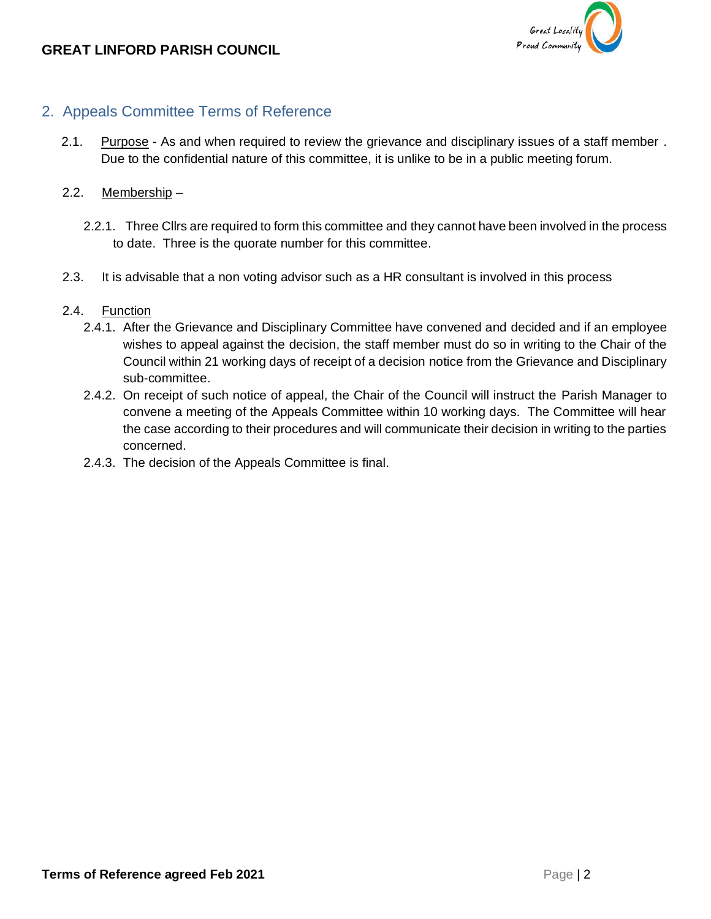## 2. Appeals Committee Terms of Reference

2.1. Purpose - As and when required to review the grievance and disciplinary issues of a staff member . Due to the confidential nature of this committee, it is unlike to be in a public meeting forum.

2.2. Membership –

2.2.1. Three Cllrs are required to form this committee and they cannot have been involved in the process to date. Three is the quorate number for this committee.

2.3. It is advisable that a non voting advisor such as a HR consultant is involved in this process

2.4. Function

2.4.1. After the Grievance and Disciplinary Committee have convened and decided and if an employee wishes to appeal against the decision, the staff member must do so in writing to the Chair of the Council within 21 working days of receipt of a decision notice from the Grievance and Disciplinary sub-committee.

2.4.2. On receipt of such notice of appeal, the Chair of the Council will instruct the Parish Manager to convene a meeting of the Appeals Committee within 10 working days. The Committee will hear the case according to their procedures and will communicate their decision in writing to the parties concerned.

2.4.3. The decision of the Appeals Committee is final.